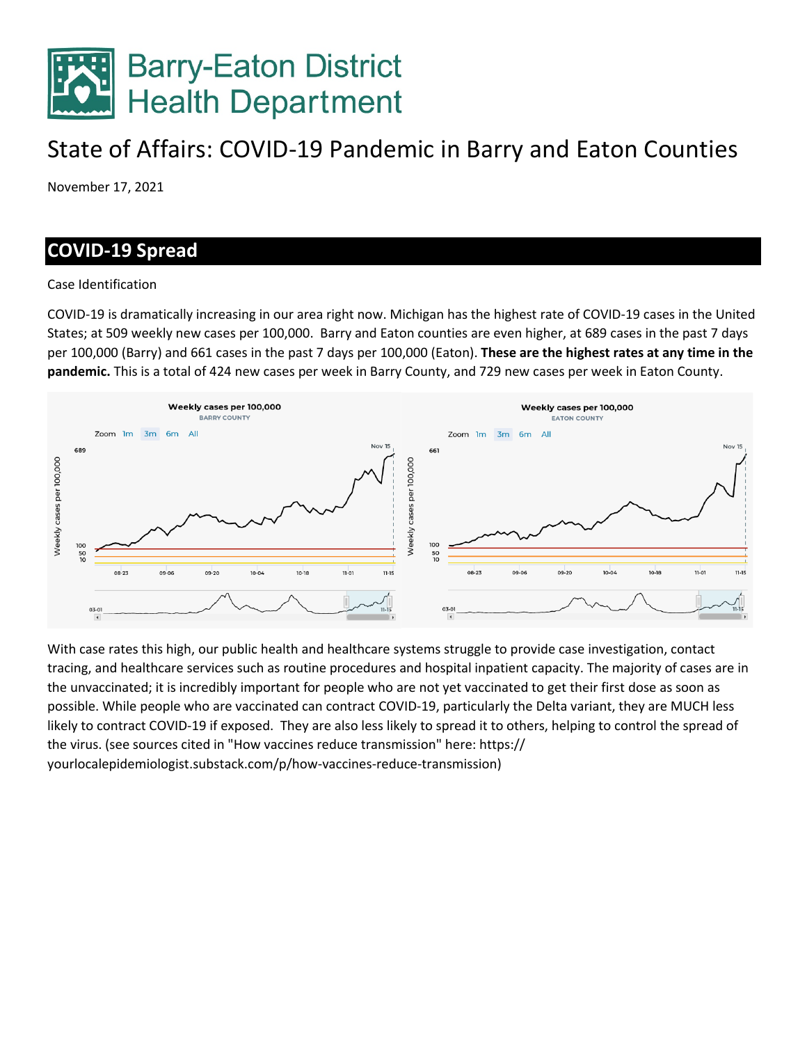# Barry-Eaton District Health Department

# State of Affairs: COVID-19 Pandemic in Barry and Eaton Counties

November 17, 2021

## COVID-19 Spread

Case Identification

COVID-19 is dramatically increasing in our area right now. Michigan has the highest rate of COVID-19 cases in the United States; at 509 weekly new cases per 100,000. Barry and Eaton counties are even higher, at 689 cases in the past 7 days per 100,000 (Barry) and 661 cases in the past 7 days per 100,000 (Eaton). **These are the highest rates at any time in the pandemic.** This is a total of 424 new cases per week in Barry County, and 729 new cases per week in Eaton County.

With case rates this high, our public health and healthcare systems struggle to provide case investigation, contact tracing, and healthcare services such as routine procedures and hospital inpatient capacity. The majority of cases are in the unvaccinated; it is incredibly important for people who are not yet vaccinated to get their first dose as soon as possible. While people who are vaccinated can contract COVID-19, particularly the Delta variant, they are MUCH less likely to contract COVID-19 if exposed. They are also less likely to spread it to others, helping to control the spread of the virus. (see sources cited in "How vaccines reduce transmission" here: https://yourlocalepidemiologist.substack.com/p/how-vaccines-reduce-transmission)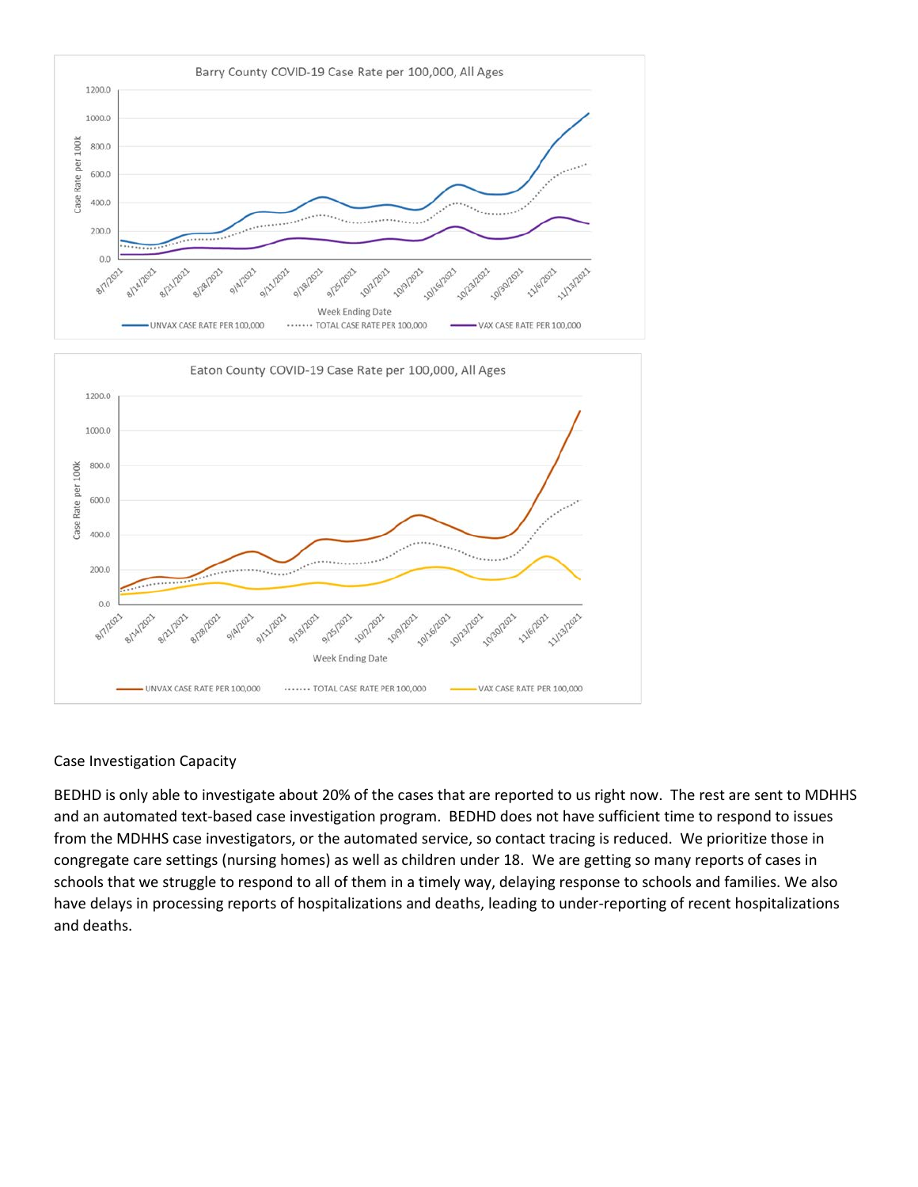Case Investigation Capacity

BEDHD is only able to investigate about 20% of the cases that are reported to us right now. The rest are sent to MDHHS and an automated text-based case investigation program. BEDHD does not have sufficient time to respond to issues from the MDHHS case investigators, or the automated service, so contact tracing is reduced. We prioritize those in congregate care settings (nursing homes) as well as children under 18. We are getting so many reports of cases in schools that we struggle to respond to all of them in a timely way, delaying response to schools and families. We also have delays in processing reports of hospitalizations and deaths, leading to under-reporting of recent hospitalizations and deaths.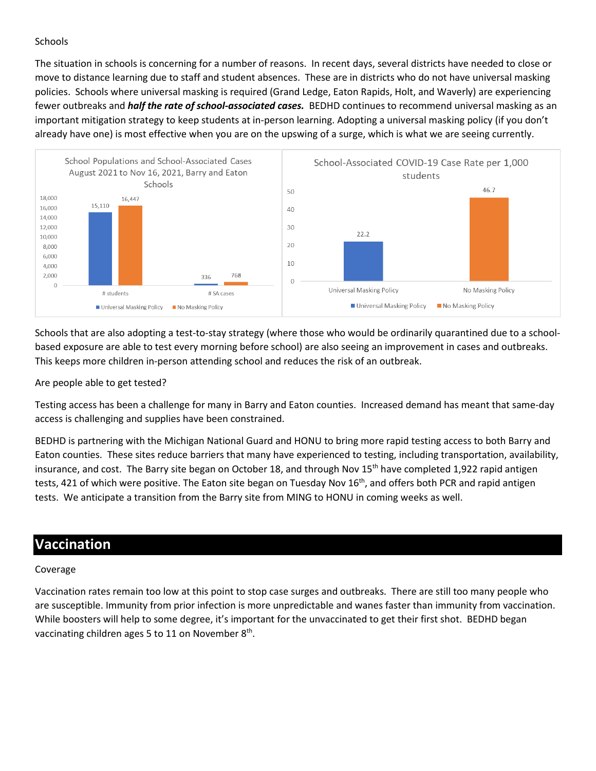Schools

The situation in schools is concerning for a number of reasons. In recent days, several districts have needed to close or move to distance learning due to staff and student absences. These are in districts who do not have universal masking policies. Schools where universal masking is required (Grand Ledge, Eaton Rapids, Holt, and Waverly) are experiencing fewer outbreaks and ***half the rate of school-associated cases.*** BEDHD continues to recommend universal masking as an important mitigation strategy to keep students at in-person learning. Adopting a universal masking policy (if you don't already have one) is most effective when you are on the upswing of a surge, which is what we are seeing currently.

School Populations and School-Associated Cases August 2021 to Nov 16, 2021, Barry and Eaton Schools

| | Universal Masking Policy | No Masking Policy |
|---|---|---|
| # students | 15,110 | 16,447 |
| # SA cases | 336 | 768 |

School-Associated COVID-19 Case Rate per 1,000 students

| | Rate |
|---|---|
| Universal Masking Policy | 22.2 |
| No Masking Policy | 46.7 |

Schools that are also adopting a test-to-stay strategy (where those who would be ordinarily quarantined due to a school-based exposure are able to test every morning before school) are also seeing an improvement in cases and outbreaks. This keeps more children in-person attending school and reduces the risk of an outbreak.

Are people able to get tested?

Testing access has been a challenge for many in Barry and Eaton counties. Increased demand has meant that same-day access is challenging and supplies have been constrained.

BEDHD is partnering with the Michigan National Guard and HONU to bring more rapid testing access to both Barry and Eaton counties. These sites reduce barriers that many have experienced to testing, including transportation, availability, insurance, and cost. The Barry site began on October 18, and through Nov 15th have completed 1,922 rapid antigen tests, 421 of which were positive. The Eaton site began on Tuesday Nov 16th, and offers both PCR and rapid antigen tests. We anticipate a transition from the Barry site from MING to HONU in coming weeks as well.

# Vaccination

Coverage

Vaccination rates remain too low at this point to stop case surges and outbreaks. There are still too many people who are susceptible. Immunity from prior infection is more unpredictable and wanes faster than immunity from vaccination. While boosters will help to some degree, it's important for the unvaccinated to get their first shot. BEDHD began vaccinating children ages 5 to 11 on November 8th.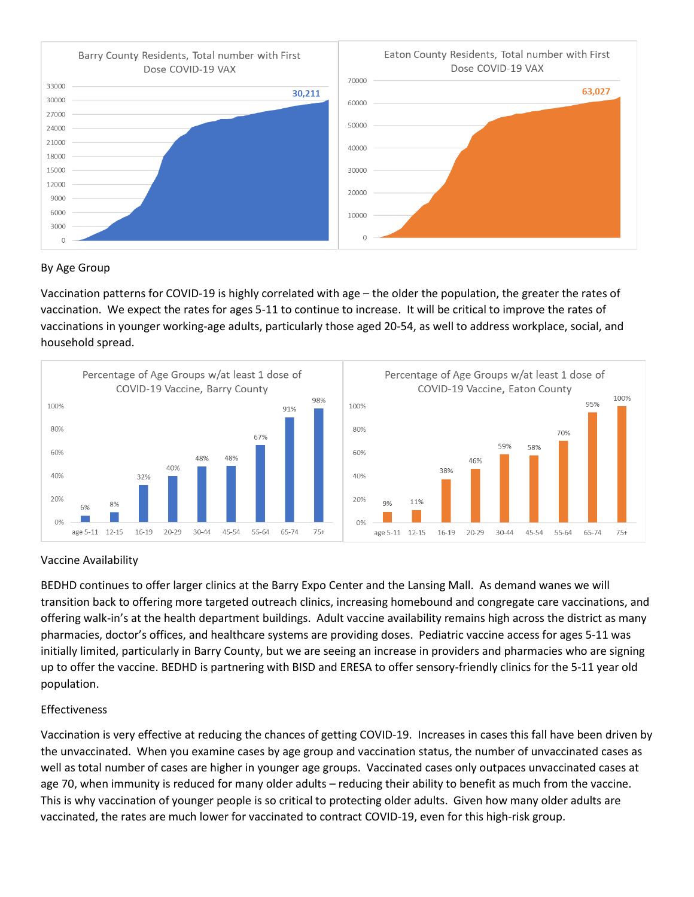Barry County Residents, Total number with First Dose COVID-19 VAX

30,211

Eaton County Residents, Total number with First Dose COVID-19 VAX

63,027

By Age Group

Vaccination patterns for COVID-19 is highly correlated with age – the older the population, the greater the rates of vaccination. We expect the rates for ages 5-11 to continue to increase. It will be critical to improve the rates of vaccinations in younger working-age adults, particularly those aged 20-54, as well to address workplace, social, and household spread.

Percentage of Age Groups w/at least 1 dose of COVID-19 Vaccine, Barry County

| age 5-11 | 12-15 | 16-19 | 20-29 | 30-44 | 45-54 | 55-64 | 65-74 | 75+ |
|---|---|---|---|---|---|---|---|---|
| 6% | 8% | 32% | 40% | 48% | 48% | 67% | 91% | 98% |

Percentage of Age Groups w/at least 1 dose of COVID-19 Vaccine, Eaton County

| age 5-11 | 12-15 | 16-19 | 20-29 | 30-44 | 45-54 | 55-64 | 65-74 | 75+ |
|---|---|---|---|---|---|---|---|---|
| 9% | 11% | 38% | 46% | 59% | 58% | 70% | 95% | 100% |

Vaccine Availability

BEDHD continues to offer larger clinics at the Barry Expo Center and the Lansing Mall. As demand wanes we will transition back to offering more targeted outreach clinics, increasing homebound and congregate care vaccinations, and offering walk-in's at the health department buildings. Adult vaccine availability remains high across the district as many pharmacies, doctor's offices, and healthcare systems are providing doses. Pediatric vaccine access for ages 5-11 was initially limited, particularly in Barry County, but we are seeing an increase in providers and pharmacies who are signing up to offer the vaccine. BEDHD is partnering with BISD and ERESA to offer sensory-friendly clinics for the 5-11 year old population.

Effectiveness

Vaccination is very effective at reducing the chances of getting COVID-19. Increases in cases this fall have been driven by the unvaccinated. When you examine cases by age group and vaccination status, the number of unvaccinated cases as well as total number of cases are higher in younger age groups. Vaccinated cases only outpaces unvaccinated cases at age 70, when immunity is reduced for many older adults – reducing their ability to benefit as much from the vaccine. This is why vaccination of younger people is so critical to protecting older adults. Given how many older adults are vaccinated, the rates are much lower for vaccinated to contract COVID-19, even for this high-risk group.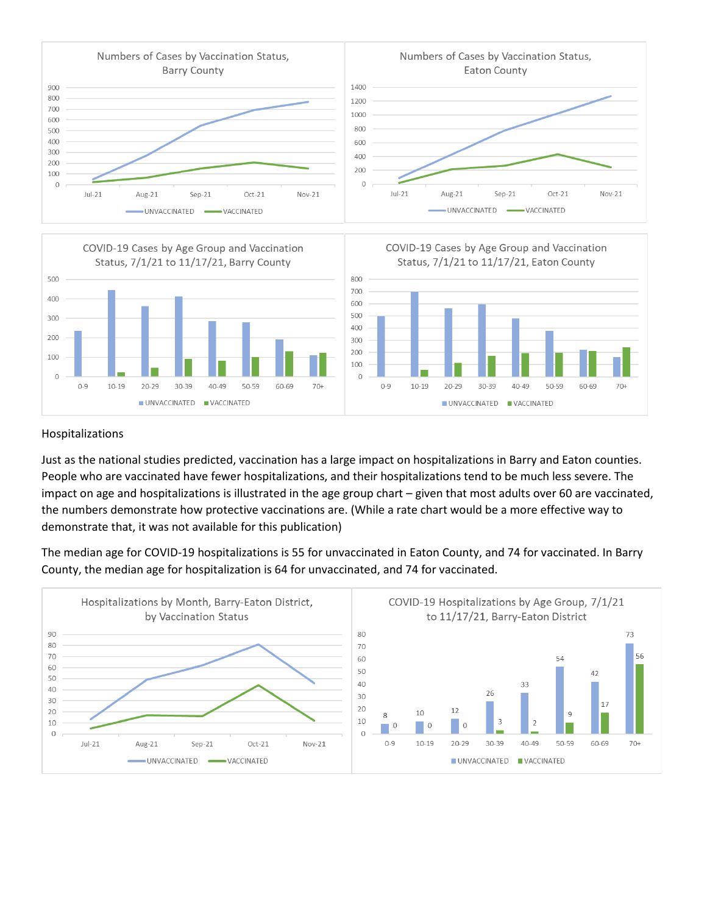Numbers of Cases by Vaccination Status, Barry County

Numbers of Cases by Vaccination Status, Eaton County

COVID-19 Cases by Age Group and Vaccination Status, 7/1/21 to 11/17/21, Barry County

COVID-19 Cases by Age Group and Vaccination Status, 7/1/21 to 11/17/21, Eaton County

## Hospitalizations

Just as the national studies predicted, vaccination has a large impact on hospitalizations in Barry and Eaton counties. People who are vaccinated have fewer hospitalizations, and their hospitalizations tend to be much less severe. The impact on age and hospitalizations is illustrated in the age group chart – given that most adults over 60 are vaccinated, the numbers demonstrate how protective vaccinations are. (While a rate chart would be a more effective way to demonstrate that, it was not available for this publication)

The median age for COVID-19 hospitalizations is 55 for unvaccinated in Eaton County, and 74 for vaccinated. In Barry County, the median age for hospitalization is 64 for unvaccinated, and 74 for vaccinated.

Hospitalizations by Month, Barry-Eaton District, by Vaccination Status

COVID-19 Hospitalizations by Age Group, 7/1/21 to 11/17/21, Barry-Eaton District

| Age Group | UNVACCINATED | VACCINATED |
|---|---|---|
| 0-9 | 8 | 0 |
| 10-19 | 10 | 0 |
| 20-29 | 12 | 0 |
| 30-39 | 26 | 3 |
| 40-49 | 33 | 2 |
| 50-59 | 54 | 9 |
| 60-69 | 42 | 17 |
| 70+ | 73 | 56 |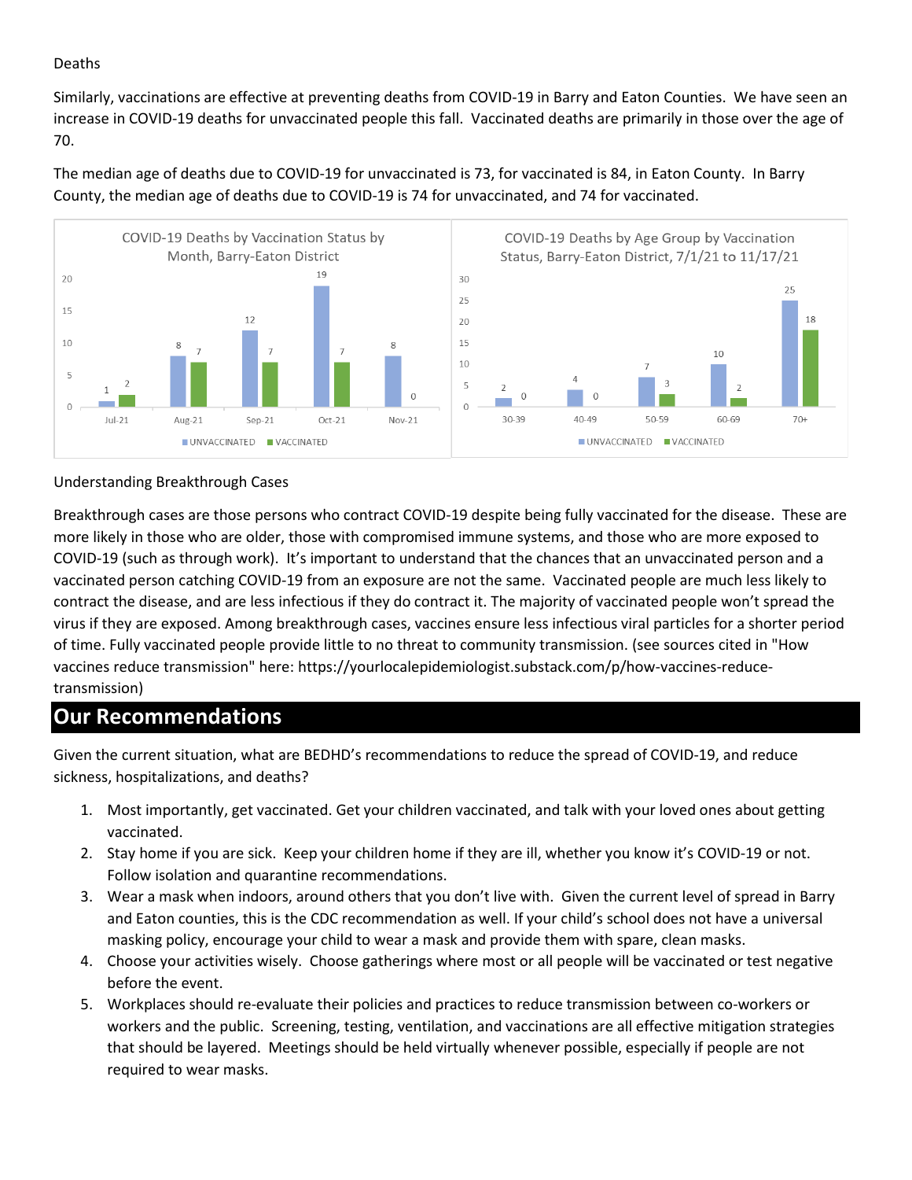Deaths

Similarly, vaccinations are effective at preventing deaths from COVID-19 in Barry and Eaton Counties. We have seen an increase in COVID-19 deaths for unvaccinated people this fall. Vaccinated deaths are primarily in those over the age of 70.

The median age of deaths due to COVID-19 for unvaccinated is 73, for vaccinated is 84, in Eaton County. In Barry County, the median age of deaths due to COVID-19 is 74 for unvaccinated, and 74 for vaccinated.

COVID-19 Deaths by Vaccination Status by Month, Barry-Eaton District

| Month | UNVACCINATED | VACCINATED |
| --- | --- | --- |
| Jul-21 | 1 | 2 |
| Aug-21 | 8 | 7 |
| Sep-21 | 12 | 7 |
| Oct-21 | 19 | 7 |
| Nov-21 | 8 | 0 |

COVID-19 Deaths by Age Group by Vaccination Status, Barry-Eaton District, 7/1/21 to 11/17/21

| Age Group | UNVACCINATED | VACCINATED |
| --- | --- | --- |
| 30-39 | 2 | 0 |
| 40-49 | 4 | 0 |
| 50-59 | 7 | 3 |
| 60-69 | 10 | 2 |
| 70+ | 25 | 18 |

Understanding Breakthrough Cases

Breakthrough cases are those persons who contract COVID-19 despite being fully vaccinated for the disease. These are more likely in those who are older, those with compromised immune systems, and those who are more exposed to COVID-19 (such as through work). It's important to understand that the chances that an unvaccinated person and a vaccinated person catching COVID-19 from an exposure are not the same. Vaccinated people are much less likely to contract the disease, and are less infectious if they do contract it. The majority of vaccinated people won't spread the virus if they are exposed. Among breakthrough cases, vaccines ensure less infectious viral particles for a shorter period of time. Fully vaccinated people provide little to no threat to community transmission. (see sources cited in "How vaccines reduce transmission" here: https://yourlocalepidemiologist.substack.com/p/how-vaccines-reduce-transmission)

## Our Recommendations

Given the current situation, what are BEDHD's recommendations to reduce the spread of COVID-19, and reduce sickness, hospitalizations, and deaths?

1. Most importantly, get vaccinated. Get your children vaccinated, and talk with your loved ones about getting vaccinated.
2. Stay home if you are sick. Keep your children home if they are ill, whether you know it's COVID-19 or not. Follow isolation and quarantine recommendations.
3. Wear a mask when indoors, around others that you don't live with. Given the current level of spread in Barry and Eaton counties, this is the CDC recommendation as well. If your child's school does not have a universal masking policy, encourage your child to wear a mask and provide them with spare, clean masks.
4. Choose your activities wisely. Choose gatherings where most or all people will be vaccinated or test negative before the event.
5. Workplaces should re-evaluate their policies and practices to reduce transmission between co-workers or workers and the public. Screening, testing, ventilation, and vaccinations are all effective mitigation strategies that should be layered. Meetings should be held virtually whenever possible, especially if people are not required to wear masks.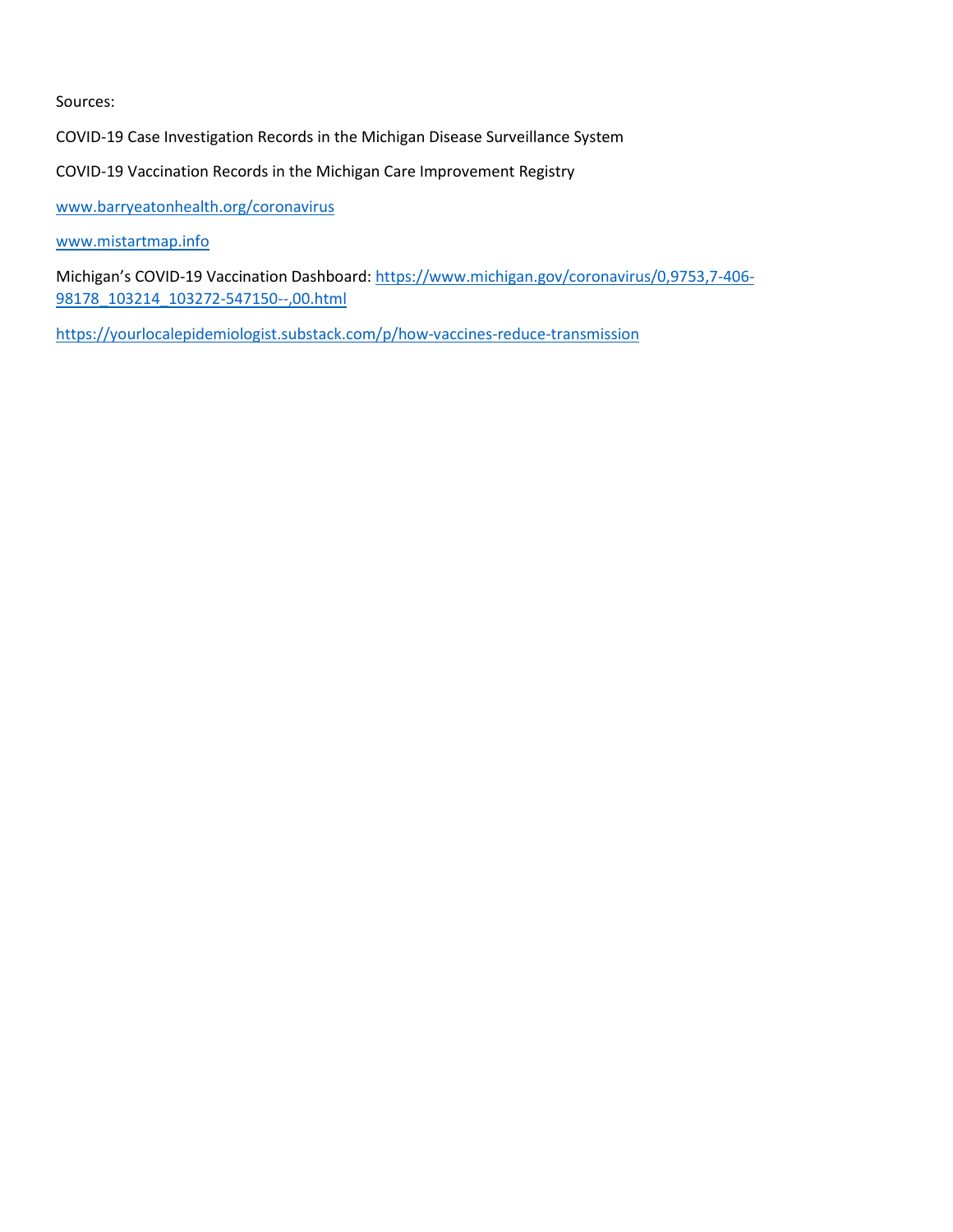Sources:

COVID-19 Case Investigation Records in the Michigan Disease Surveillance System

COVID-19 Vaccination Records in the Michigan Care Improvement Registry

www.barryeatonhealth.org/coronavirus

www.mistartmap.info

Michigan's COVID-19 Vaccination Dashboard: https://www.michigan.gov/coronavirus/0,9753,7-406-98178_103214_103272-547150--,00.html

https://yourlocalepidemiologist.substack.com/p/how-vaccines-reduce-transmission